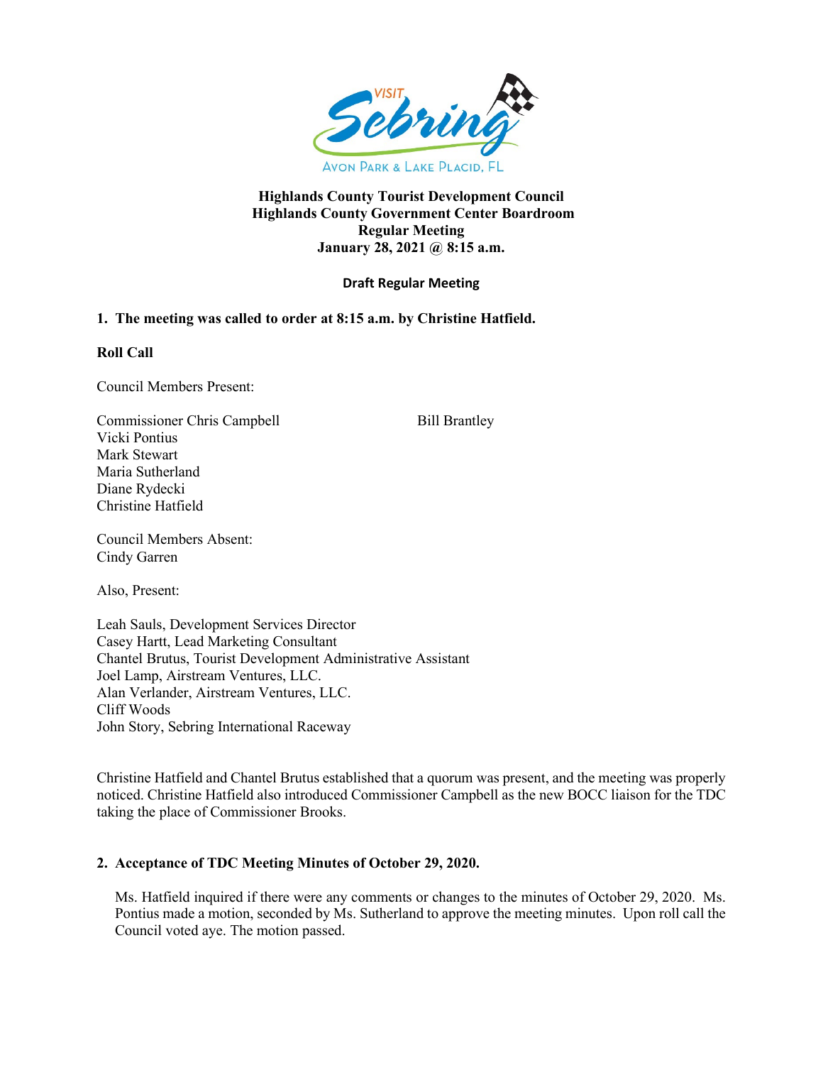**Highlands County Tourist Development Council**
**Highlands County Government Center Boardroom**
**Regular Meeting**
**January 28, 2021 @ 8:15 a.m.**

**Draft Regular Meeting**

**1. The meeting was called to order at 8:15 a.m. by Christine Hatfield.**

**Roll Call**

Council Members Present:

Commissioner Chris Campbell
Bill Brantley
Vicki Pontius
Mark Stewart
Maria Sutherland
Diane Rydecki
Christine Hatfield

Council Members Absent:
Cindy Garren

Also, Present:

Leah Sauls, Development Services Director
Casey Hartt, Lead Marketing Consultant
Chantel Brutus, Tourist Development Administrative Assistant
Joel Lamp, Airstream Ventures, LLC.
Alan Verlander, Airstream Ventures, LLC.
Cliff Woods
John Story, Sebring International Raceway

Christine Hatfield and Chantel Brutus established that a quorum was present, and the meeting was properly noticed. Christine Hatfield also introduced Commissioner Campbell as the new BOCC liaison for the TDC taking the place of Commissioner Brooks.

**2. Acceptance of TDC Meeting Minutes of October 29, 2020.**

Ms. Hatfield inquired if there were any comments or changes to the minutes of October 29, 2020. Ms. Pontius made a motion, seconded by Ms. Sutherland to approve the meeting minutes. Upon roll call the Council voted aye. The motion passed.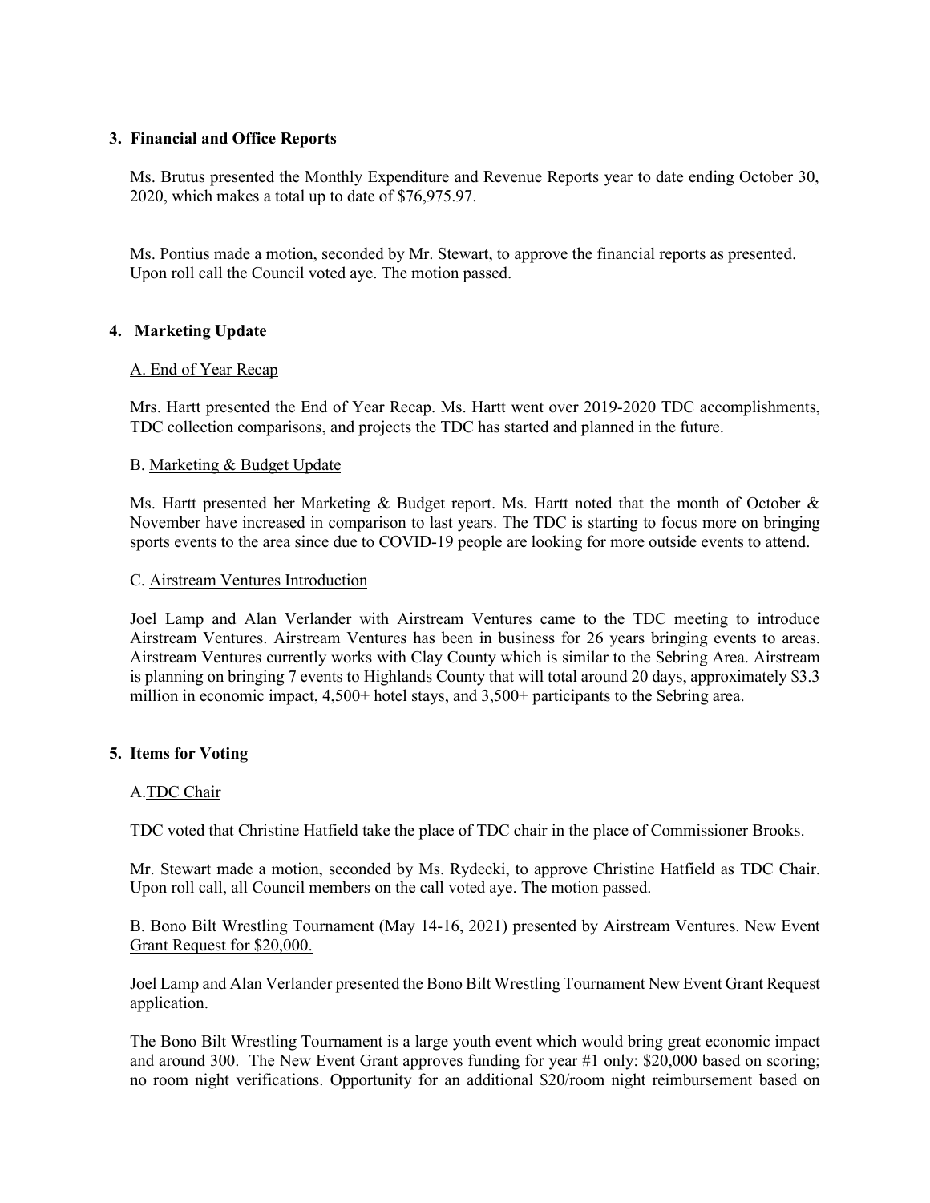## 3. Financial and Office Reports

Ms. Brutus presented the Monthly Expenditure and Revenue Reports year to date ending October 30, 2020, which makes a total up to date of $76,975.97.

Ms. Pontius made a motion, seconded by Mr. Stewart, to approve the financial reports as presented. Upon roll call the Council voted aye. The motion passed.

## 4. Marketing Update

A. End of Year Recap

Mrs. Hartt presented the End of Year Recap. Ms. Hartt went over 2019-2020 TDC accomplishments, TDC collection comparisons, and projects the TDC has started and planned in the future.

B. Marketing & Budget Update

Ms. Hartt presented her Marketing & Budget report. Ms. Hartt noted that the month of October & November have increased in comparison to last years. The TDC is starting to focus more on bringing sports events to the area since due to COVID-19 people are looking for more outside events to attend.

C. Airstream Ventures Introduction

Joel Lamp and Alan Verlander with Airstream Ventures came to the TDC meeting to introduce Airstream Ventures. Airstream Ventures has been in business for 26 years bringing events to areas. Airstream Ventures currently works with Clay County which is similar to the Sebring Area. Airstream is planning on bringing 7 events to Highlands County that will total around 20 days, approximately $3.3 million in economic impact, 4,500+ hotel stays, and 3,500+ participants to the Sebring area.

## 5. Items for Voting

A. TDC Chair

TDC voted that Christine Hatfield take the place of TDC chair in the place of Commissioner Brooks.

Mr. Stewart made a motion, seconded by Ms. Rydecki, to approve Christine Hatfield as TDC Chair. Upon roll call, all Council members on the call voted aye. The motion passed.

B. Bono Bilt Wrestling Tournament (May 14-16, 2021) presented by Airstream Ventures. New Event Grant Request for $20,000.

Joel Lamp and Alan Verlander presented the Bono Bilt Wrestling Tournament New Event Grant Request application.

The Bono Bilt Wrestling Tournament is a large youth event which would bring great economic impact and around 300. The New Event Grant approves funding for year #1 only: $20,000 based on scoring; no room night verifications. Opportunity for an additional $20/room night reimbursement based on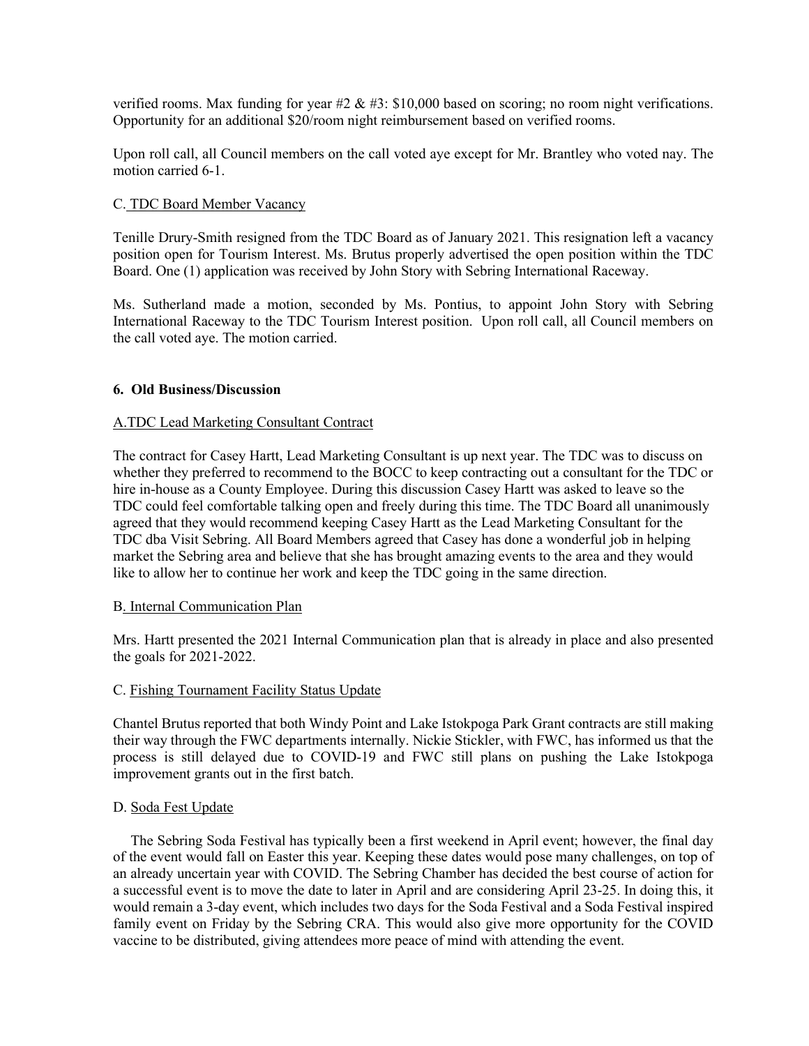verified rooms. Max funding for year #2 & #3: $10,000 based on scoring; no room night verifications. Opportunity for an additional $20/room night reimbursement based on verified rooms.

Upon roll call, all Council members on the call voted aye except for Mr. Brantley who voted nay. The motion carried 6-1.

C. TDC Board Member Vacancy

Tenille Drury-Smith resigned from the TDC Board as of January 2021. This resignation left a vacancy position open for Tourism Interest. Ms. Brutus properly advertised the open position within the TDC Board. One (1) application was received by John Story with Sebring International Raceway.

Ms. Sutherland made a motion, seconded by Ms. Pontius, to appoint John Story with Sebring International Raceway to the TDC Tourism Interest position. Upon roll call, all Council members on the call voted aye. The motion carried.

**6. Old Business/Discussion**

A.TDC Lead Marketing Consultant Contract

The contract for Casey Hartt, Lead Marketing Consultant is up next year. The TDC was to discuss on whether they preferred to recommend to the BOCC to keep contracting out a consultant for the TDC or hire in-house as a County Employee. During this discussion Casey Hartt was asked to leave so the TDC could feel comfortable talking open and freely during this time. The TDC Board all unanimously agreed that they would recommend keeping Casey Hartt as the Lead Marketing Consultant for the TDC dba Visit Sebring. All Board Members agreed that Casey has done a wonderful job in helping market the Sebring area and believe that she has brought amazing events to the area and they would like to allow her to continue her work and keep the TDC going in the same direction.

B. Internal Communication Plan

Mrs. Hartt presented the 2021 Internal Communication plan that is already in place and also presented the goals for 2021-2022.

C. Fishing Tournament Facility Status Update

Chantel Brutus reported that both Windy Point and Lake Istokpoga Park Grant contracts are still making their way through the FWC departments internally. Nickie Stickler, with FWC, has informed us that the process is still delayed due to COVID-19 and FWC still plans on pushing the Lake Istokpoga improvement grants out in the first batch.

D. Soda Fest Update

The Sebring Soda Festival has typically been a first weekend in April event; however, the final day of the event would fall on Easter this year. Keeping these dates would pose many challenges, on top of an already uncertain year with COVID. The Sebring Chamber has decided the best course of action for a successful event is to move the date to later in April and are considering April 23-25. In doing this, it would remain a 3-day event, which includes two days for the Soda Festival and a Soda Festival inspired family event on Friday by the Sebring CRA. This would also give more opportunity for the COVID vaccine to be distributed, giving attendees more peace of mind with attending the event.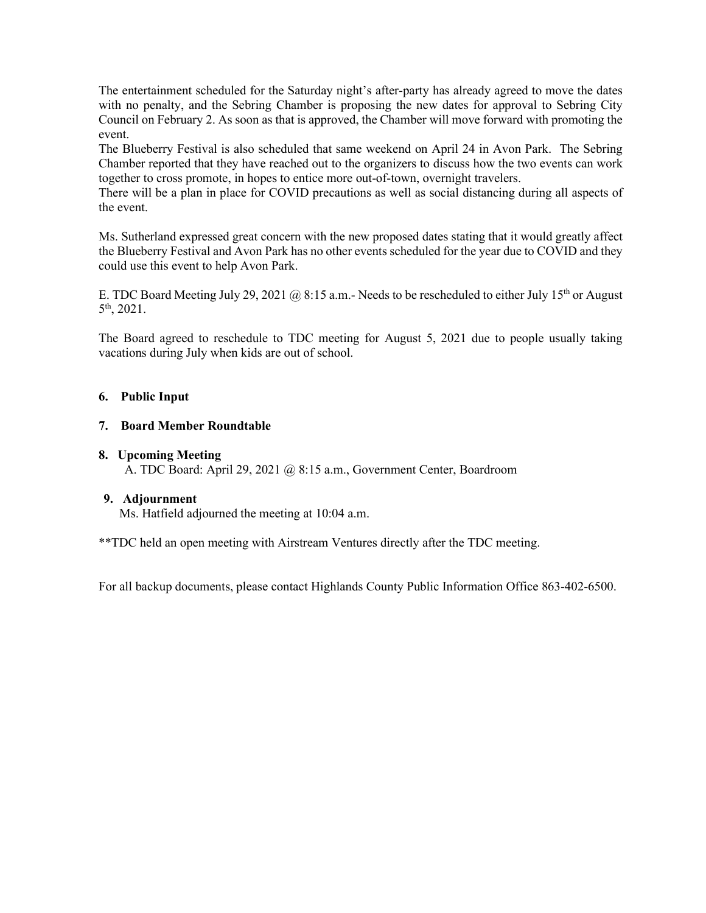The entertainment scheduled for the Saturday night's after-party has already agreed to move the dates with no penalty, and the Sebring Chamber is proposing the new dates for approval to Sebring City Council on February 2. As soon as that is approved, the Chamber will move forward with promoting the event.

The Blueberry Festival is also scheduled that same weekend on April 24 in Avon Park. The Sebring Chamber reported that they have reached out to the organizers to discuss how the two events can work together to cross promote, in hopes to entice more out-of-town, overnight travelers.

There will be a plan in place for COVID precautions as well as social distancing during all aspects of the event.

Ms. Sutherland expressed great concern with the new proposed dates stating that it would greatly affect the Blueberry Festival and Avon Park has no other events scheduled for the year due to COVID and they could use this event to help Avon Park.

E. TDC Board Meeting July 29, 2021 @ 8:15 a.m.- Needs to be rescheduled to either July 15th or August 5th, 2021.

The Board agreed to reschedule to TDC meeting for August 5, 2021 due to people usually taking vacations during July when kids are out of school.

**6. Public Input**

**7. Board Member Roundtable**

**8. Upcoming Meeting**

A. TDC Board: April 29, 2021 @ 8:15 a.m., Government Center, Boardroom

**9. Adjournment**

Ms. Hatfield adjourned the meeting at 10:04 a.m.

**TDC held an open meeting with Airstream Ventures directly after the TDC meeting.

For all backup documents, please contact Highlands County Public Information Office 863-402-6500.